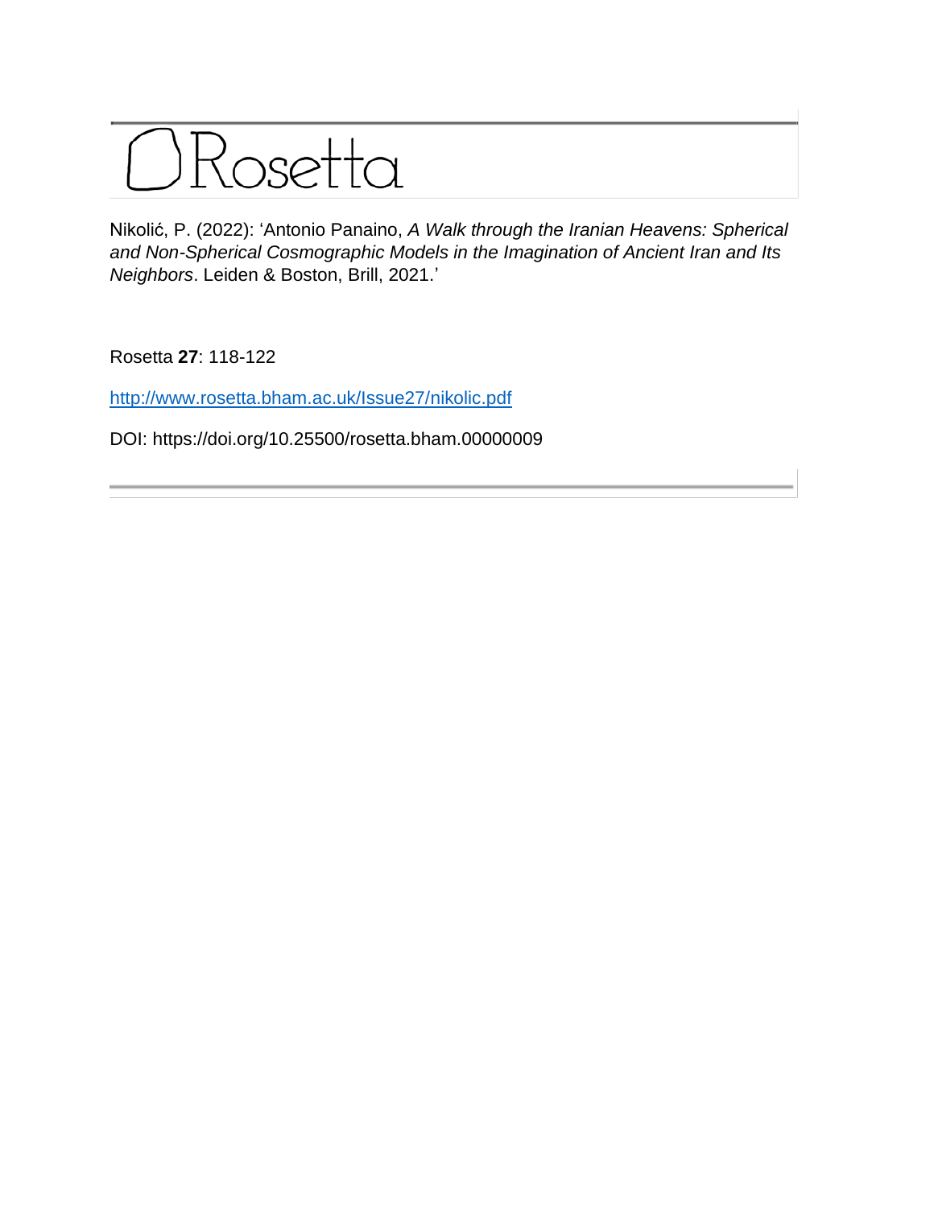# Rosetta

Nikolić, P. (2022): 'Antonio Panaino, *A Walk through the Iranian Heavens: Spherical and Non-Spherical Cosmographic Models in the Imagination of Ancient Iran and Its Neighbors*. Leiden & Boston, Brill, 2021.'

Rosetta **27**: 118-122

http://www.rosetta.bham.ac.uk/Issue27/nikolic.pdf

DOI: https://doi.org/10.25500/rosetta.bham.00000009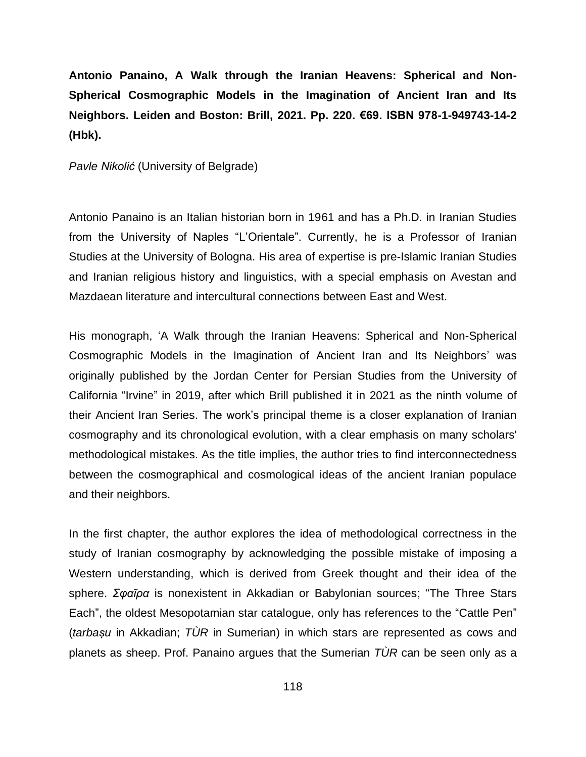**Antonio Panaino, A Walk through the Iranian Heavens: Spherical and Non-Spherical Cosmographic Models in the Imagination of Ancient Iran and Its Neighbors. Leiden and Boston: Brill, 2021. Pp. 220. €69. ISBN 978-1-949743-14-2 (Hbk).**

*Pavle Nikolić* (University of Belgrade)

Antonio Panaino is an Italian historian born in 1961 and has a Ph.D. in Iranian Studies from the University of Naples "L'Orientale". Currently, he is a Professor of Iranian Studies at the University of Bologna. His area of expertise is pre-Islamic Iranian Studies and Iranian religious history and linguistics, with a special emphasis on Avestan and Mazdaean literature and intercultural connections between East and West.

His monograph, 'A Walk through the Iranian Heavens: Spherical and Non-Spherical Cosmographic Models in the Imagination of Ancient Iran and Its Neighbors' was originally published by the Jordan Center for Persian Studies from the University of California "Irvine" in 2019, after which Brill published it in 2021 as the ninth volume of their Ancient Iran Series. The work's principal theme is a closer explanation of Iranian cosmography and its chronological evolution, with a clear emphasis on many scholars' methodological mistakes. As the title implies, the author tries to find interconnectedness between the cosmographical and cosmological ideas of the ancient Iranian populace and their neighbors.

In the first chapter, the author explores the idea of methodological correctness in the study of Iranian cosmography by acknowledging the possible mistake of imposing a Western understanding, which is derived from Greek thought and their idea of the sphere. *Σφαῖρα* is nonexistent in Akkadian or Babylonian sources; "The Three Stars Each", the oldest Mesopotamian star catalogue, only has references to the "Cattle Pen" (*tarbaṣu* in Akkadian; *TÙR* in Sumerian) in which stars are represented as cows and planets as sheep. Prof. Panaino argues that the Sumerian *TÙR* can be seen only as a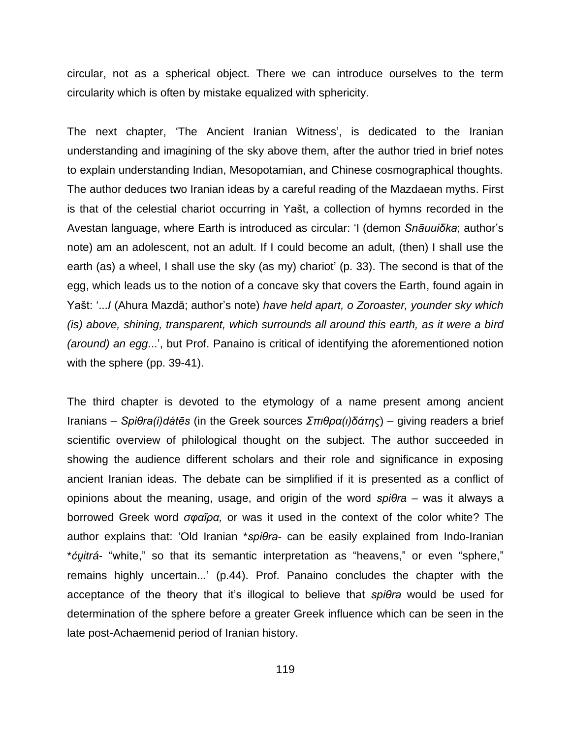circular, not as a spherical object. There we can introduce ourselves to the term circularity which is often by mistake equalized with sphericity.

The next chapter, 'The Ancient Iranian Witness', is dedicated to the Iranian understanding and imagining of the sky above them, after the author tried in brief notes to explain understanding Indian, Mesopotamian, and Chinese cosmographical thoughts. The author deduces two Iranian ideas by a careful reading of the Mazdaean myths. First is that of the celestial chariot occurring in Yašt, a collection of hymns recorded in the Avestan language, where Earth is introduced as circular: 'I (demon *Snāuuiδka*; author's note) am an adolescent, not an adult. If I could become an adult, (then) I shall use the earth (as) a wheel, I shall use the sky (as my) chariot' (p. 33). The second is that of the egg, which leads us to the notion of a concave sky that covers the Earth, found again in Yašt: '...*I* (Ahura Mazdā; author's note) *have held apart, o Zoroaster, younder sky which (is) above, shining, transparent, which surrounds all around this earth, as it were a bird (around) an egg*...', but Prof. Panaino is critical of identifying the aforementioned notion with the sphere (pp. 39-41).

The third chapter is devoted to the etymology of a name present among ancient Iranians – *Spiθra(i)dátēs* (in the Greek sources *Σπιθρα(ι)δάτης*) – giving readers a brief scientific overview of philological thought on the subject. The author succeeded in showing the audience different scholars and their role and significance in exposing ancient Iranian ideas. The debate can be simplified if it is presented as a conflict of opinions about the meaning, usage, and origin of the word *spiθra* – was it always a borrowed Greek word *σφαῖρα,* or was it used in the context of the color white? The author explains that: 'Old Iranian \**spiθra*- can be easily explained from Indo-Iranian \**ću̯itrá*- "white," so that its semantic interpretation as "heavens," or even "sphere," remains highly uncertain...' (p.44). Prof. Panaino concludes the chapter with the acceptance of the theory that it's illogical to believe that *spiθra* would be used for determination of the sphere before a greater Greek influence which can be seen in the late post-Achaemenid period of Iranian history.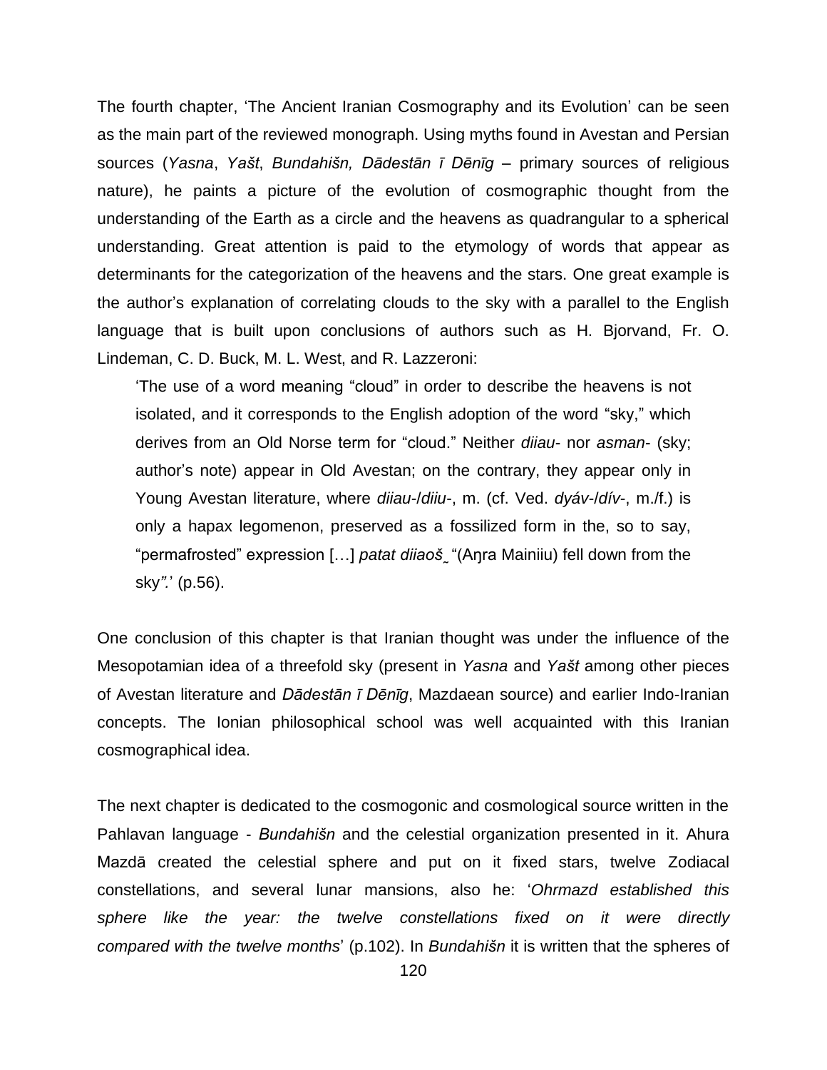The fourth chapter, 'The Ancient Iranian Cosmography and its Evolution' can be seen as the main part of the reviewed monograph. Using myths found in Avestan and Persian sources (*Yasna*, *Yašt*, *Bundahišn, Dādestān ī Dēnīg* – primary sources of religious nature), he paints a picture of the evolution of cosmographic thought from the understanding of the Earth as a circle and the heavens as quadrangular to a spherical understanding. Great attention is paid to the etymology of words that appear as determinants for the categorization of the heavens and the stars. One great example is the author's explanation of correlating clouds to the sky with a parallel to the English language that is built upon conclusions of authors such as H. Bjorvand, Fr. O. Lindeman, C. D. Buck, M. L. West, and R. Lazzeroni:

> 'The use of a word meaning "cloud" in order to describe the heavens is not isolated, and it corresponds to the English adoption of the word "sky," which derives from an Old Norse term for "cloud." Neither *diiau-* nor *asman-* (sky; author's note) appear in Old Avestan; on the contrary, they appear only in Young Avestan literature, where *diiau-/diiu-*, m. (cf. Ved. *dyáv-/dív-*, m./f.) is only a hapax legomenon, preserved as a fossilized form in the, so to say, "permafrosted" expression […] *patat diiaoš̨* "(Aŋra Mainiiu) fell down from the sky*".*' (p.56).

One conclusion of this chapter is that Iranian thought was under the influence of the Mesopotamian idea of a threefold sky (present in *Yasna* and *Yašt* among other pieces of Avestan literature and *Dādestān ī Dēnīg*, Mazdaean source) and earlier Indo-Iranian concepts. The Ionian philosophical school was well acquainted with this Iranian cosmographical idea.

The next chapter is dedicated to the cosmogonic and cosmological source written in the Pahlavan language - *Bundahišn* and the celestial organization presented in it. Ahura Mazdā created the celestial sphere and put on it fixed stars, twelve Zodiacal constellations, and several lunar mansions, also he: '*Ohrmazd established this sphere like the year: the twelve constellations fixed on it were directly compared with the twelve months*' (p.102). In *Bundahišn* it is written that the spheres of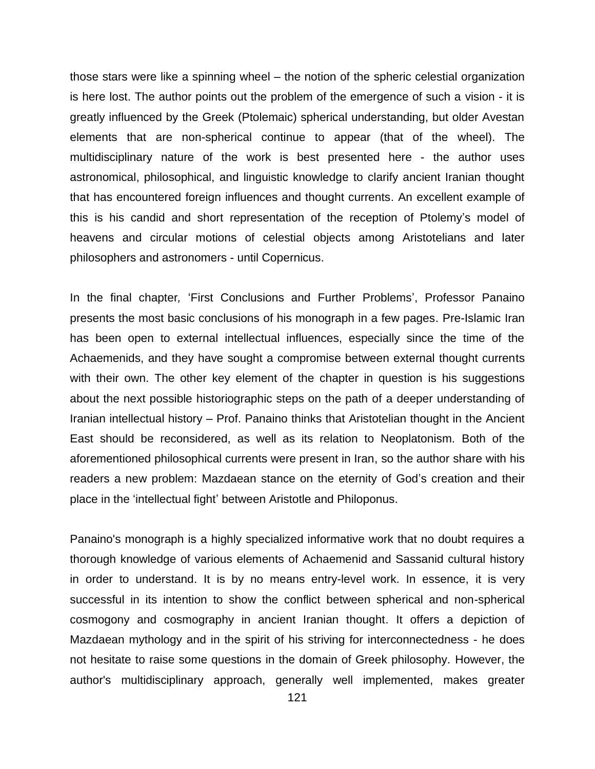those stars were like a spinning wheel – the notion of the spheric celestial organization is here lost. The author points out the problem of the emergence of such a vision - it is greatly influenced by the Greek (Ptolemaic) spherical understanding, but older Avestan elements that are non-spherical continue to appear (that of the wheel). The multidisciplinary nature of the work is best presented here - the author uses astronomical, philosophical, and linguistic knowledge to clarify ancient Iranian thought that has encountered foreign influences and thought currents. An excellent example of this is his candid and short representation of the reception of Ptolemy's model of heavens and circular motions of celestial objects among Aristotelians and later philosophers and astronomers - until Copernicus.

In the final chapter, 'First Conclusions and Further Problems', Professor Panaino presents the most basic conclusions of his monograph in a few pages. Pre-Islamic Iran has been open to external intellectual influences, especially since the time of the Achaemenids, and they have sought a compromise between external thought currents with their own. The other key element of the chapter in question is his suggestions about the next possible historiographic steps on the path of a deeper understanding of Iranian intellectual history – Prof. Panaino thinks that Aristotelian thought in the Ancient East should be reconsidered, as well as its relation to Neoplatonism. Both of the aforementioned philosophical currents were present in Iran, so the author share with his readers a new problem: Mazdaean stance on the eternity of God's creation and their place in the 'intellectual fight' between Aristotle and Philoponus.

Panaino's monograph is a highly specialized informative work that no doubt requires a thorough knowledge of various elements of Achaemenid and Sassanid cultural history in order to understand. It is by no means entry-level work. In essence, it is very successful in its intention to show the conflict between spherical and non-spherical cosmogony and cosmography in ancient Iranian thought. It offers a depiction of Mazdaean mythology and in the spirit of his striving for interconnectedness - he does not hesitate to raise some questions in the domain of Greek philosophy. However, the author's multidisciplinary approach, generally well implemented, makes greater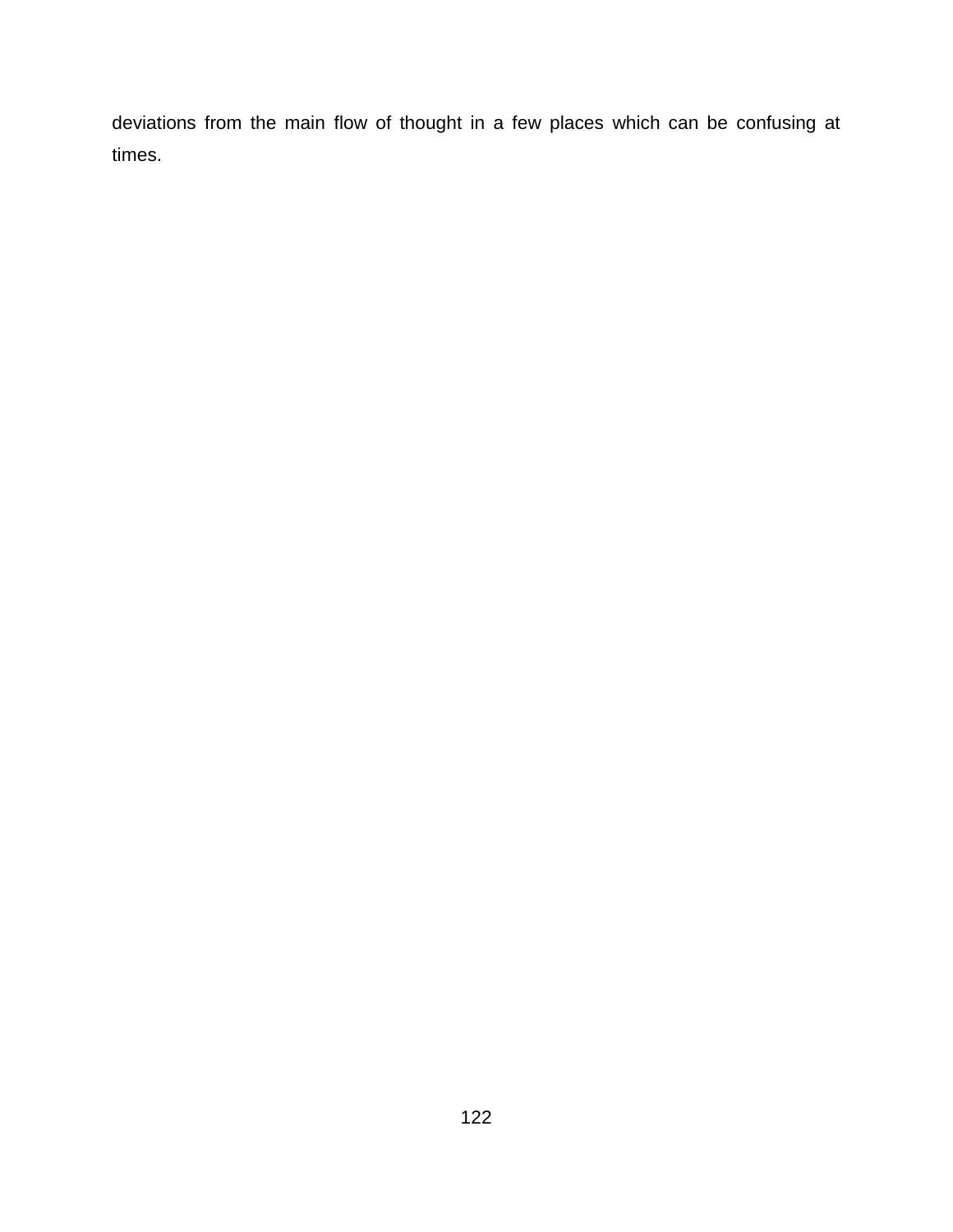deviations from the main flow of thought in a few places which can be confusing at times.